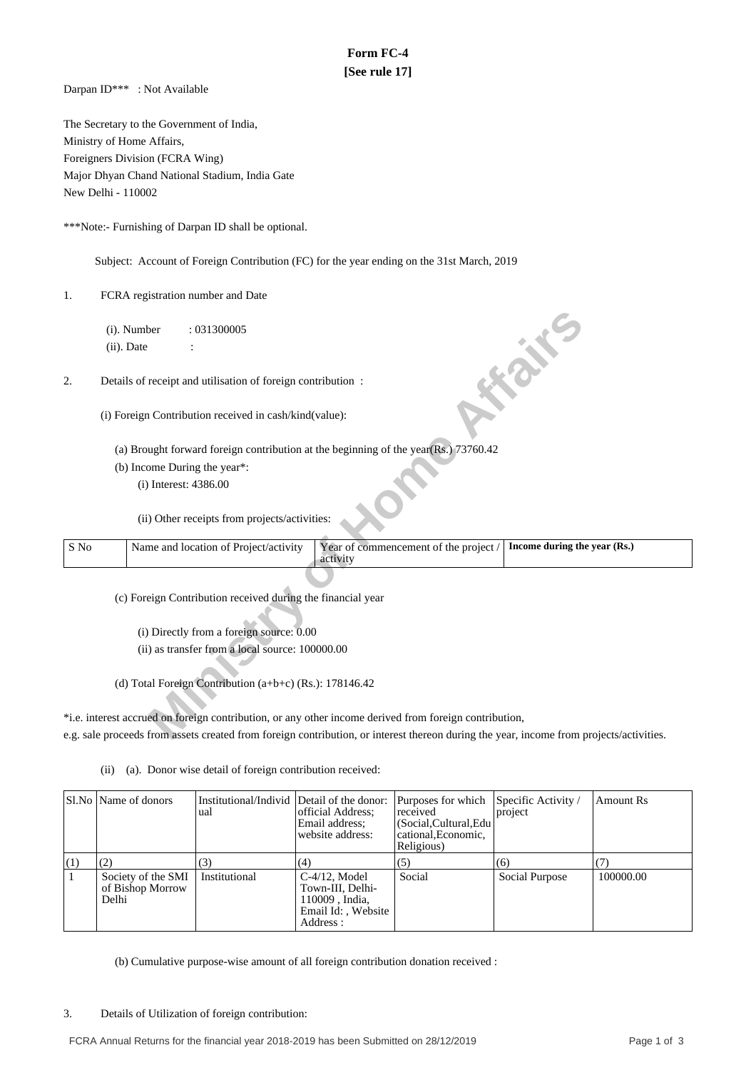# Form FC-4

**[See rule 17]**

Darpan ID*** : Not Available

The Secretary to the Government of India,
Ministry of Home Affairs,
Foreigners Division (FCRA Wing)
Major Dhyan Chand National Stadium, India Gate
New Delhi - 110002

***Note:- Furnishing of Darpan ID shall be optional.

Subject: Account of Foreign Contribution (FC) for the year ending on the 31st March, 2019

1. FCRA registration number and Date

   (i). Number : 031300005

   (ii). Date :

2. Details of receipt and utilisation of foreign contribution :

   (i) Foreign Contribution received in cash/kind(value):

   (a) Brought forward foreign contribution at the beginning of the year(Rs.) 73760.42

   (b) Income During the year*:

   (i) Interest: 4386.00

   (ii) Other receipts from projects/activities:

| S No | Name and location of Project/activity | Year of commencement of the project / activity | **Income during the year (Rs.)** |
|---|---|---|---|

   (c) Foreign Contribution received during the financial year

   (i) Directly from a foreign source: 0.00

   (ii) as transfer from a local source: 100000.00

   (d) Total Foreign Contribution (a+b+c) (Rs.): 178146.42

*i.e. interest accrued on foreign contribution, or any other income derived from foreign contribution, e.g. sale proceeds from assets created from foreign contribution, or interest thereon during the year, income from projects/activities.

(ii) (a). Donor wise detail of foreign contribution received:

| Sl.No | Name of donors | Institutional/Individual | Detail of the donor: official Address; Email address; website address: | Purposes for which received (Social,Cultural,Educational,Economic, Religious) | Specific Activity / project | Amount Rs |
|---|---|---|---|---|---|---|
| (1) | (2) | (3) | (4) | (5) | (6) | (7) |
| 1 | Society of the SMI of Bishop Morrow Delhi | Institutional | C-4/12, Model Town-III, Delhi-110009 , India, Email Id: , Website Address : | Social | Social Purpose | 100000.00 |

(b) Cumulative purpose-wise amount of all foreign contribution donation received :

3. Details of Utilization of foreign contribution: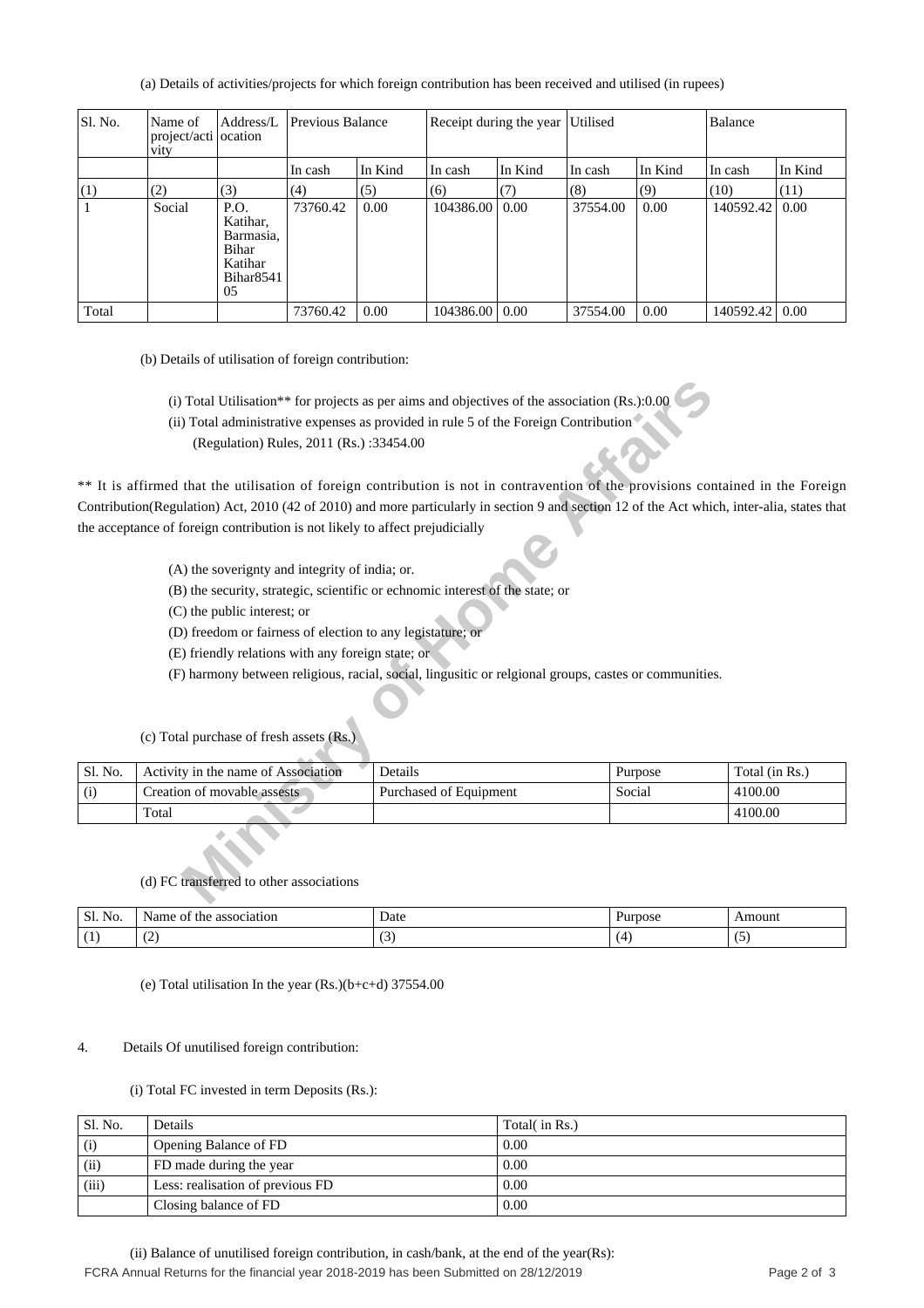(a) Details of activities/projects for which foreign contribution has been received and utilised (in rupees)

| Sl. No. | Name of project/activity | Address/Location | Previous Balance | | Receipt during the year | | Utilised | | Balance | |
|---|---|---|---|---|---|---|---|---|---|---|
| | | | In cash | In Kind | In cash | In Kind | In cash | In Kind | In cash | In Kind |
| (1) | (2) | (3) | (4) | (5) | (6) | (7) | (8) | (9) | (10) | (11) |
| 1 | Social | P.O. Katihar, Barmasia, Bihar Katihar Bihar854105 | 73760.42 | 0.00 | 104386.00 | 0.00 | 37554.00 | 0.00 | 140592.42 | 0.00 |
| Total | | | 73760.42 | 0.00 | 104386.00 | 0.00 | 37554.00 | 0.00 | 140592.42 | 0.00 |

(b) Details of utilisation of foreign contribution:

(i) Total Utilisation** for projects as per aims and objectives of the association (Rs.):0.00

(ii) Total administrative expenses as provided in rule 5 of the Foreign Contribution (Regulation) Rules, 2011 (Rs.) :33454.00

** It is affirmed that the utilisation of foreign contribution is not in contravention of the provisions contained in the Foreign Contribution(Regulation) Act, 2010 (42 of 2010) and more particularly in section 9 and section 12 of the Act which, inter-alia, states that the acceptance of foreign contribution is not likely to affect prejudicially

(A) the soverignty and integrity of india; or.

(B) the security, strategic, scientific or echnomic interest of the state; or

(C) the public interest; or

(D) freedom or fairness of election to any legistature; or

(E) friendly relations with any foreign state; or

(F) harmony between religious, racial, social, lingusitic or relgional groups, castes or communities.

(c) Total purchase of fresh assets (Rs.)

| Sl. No. | Activity in the name of Association | Details | Purpose | Total (in Rs.) |
|---|---|---|---|---|
| (i) | Creation of movable assests | Purchased of Equipment | Social | 4100.00 |
| | Total | | | 4100.00 |

(d) FC transferred to other associations

| Sl. No. | Name of the association | Date | Purpose | Amount |
|---|---|---|---|---|
| (1) | (2) | (3) | (4) | (5) |

(e) Total utilisation In the year (Rs.)(b+c+d) 37554.00

4. Details Of unutilised foreign contribution:

(i) Total FC invested in term Deposits (Rs.):

| Sl. No. | Details | Total( in Rs.) |
|---|---|---|
| (i) | Opening Balance of FD | 0.00 |
| (ii) | FD made during the year | 0.00 |
| (iii) | Less: realisation of previous FD | 0.00 |
| | Closing balance of FD | 0.00 |

(ii) Balance of unutilised foreign contribution, in cash/bank, at the end of the year(Rs):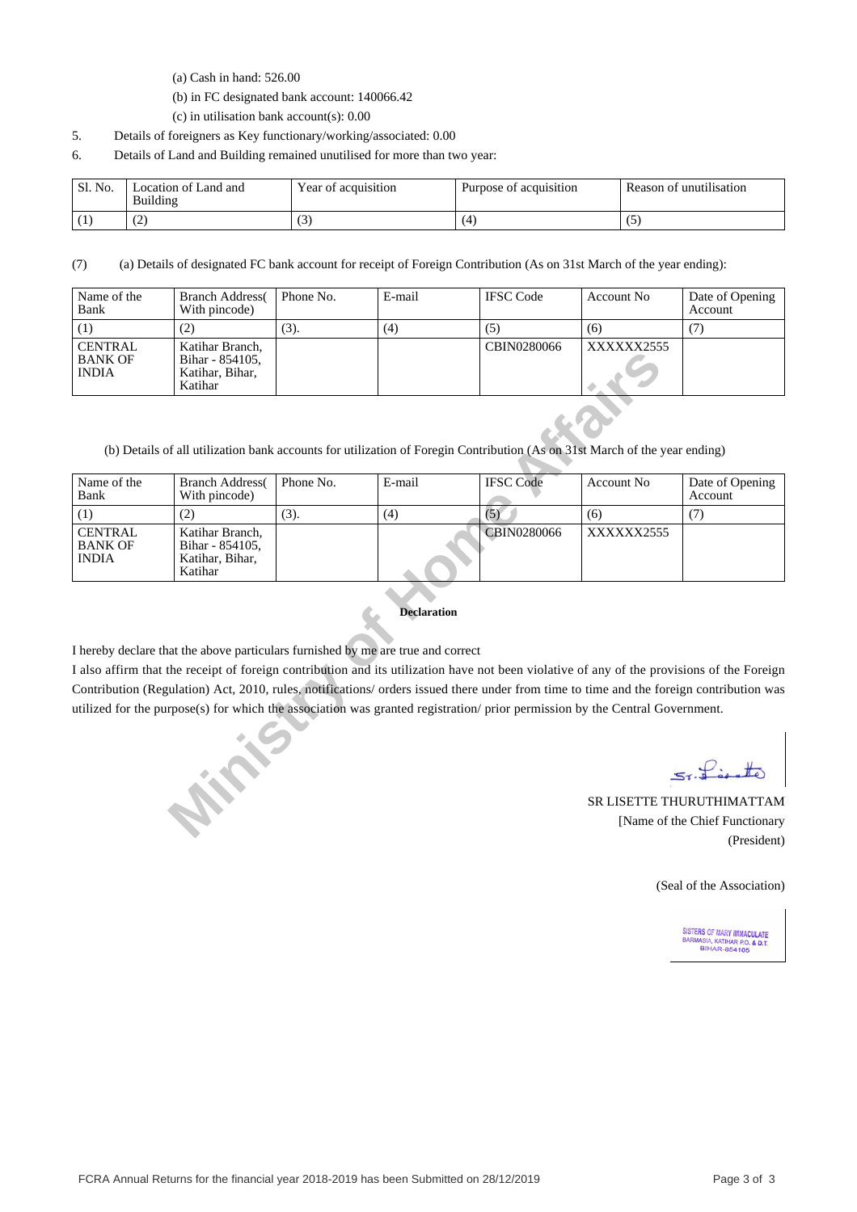(a) Cash in hand: 526.00

(b) in FC designated bank account: 140066.42

(c) in utilisation bank account(s): 0.00

5. Details of foreigners as Key functionary/working/associated: 0.00

6. Details of Land and Building remained unutilised for more than two year:

| Sl. No. | Location of Land and Building | Year of acquisition | Purpose of acquisition | Reason of unutilisation |
|---|---|---|---|---|
| (1) | (2) | (3) | (4) | (5) |

(7) (a) Details of designated FC bank account for receipt of Foreign Contribution (As on 31st March of the year ending):

| Name of the Bank | Branch Address( With pincode) | Phone No. | E-mail | IFSC Code | Account No | Date of Opening Account |
|---|---|---|---|---|---|---|
| (1) | (2) | (3). | (4) | (5) | (6) | (7) |
| CENTRAL BANK OF INDIA | Katihar Branch, Bihar - 854105, Katihar, Bihar, Katihar | | | CBIN0280066 | XXXXXX2555 | |

(b) Details of all utilization bank accounts for utilization of Foregin Contribution (As on 31st March of the year ending)

| Name of the Bank | Branch Address( With pincode) | Phone No. | E-mail | IFSC Code | Account No | Date of Opening Account |
|---|---|---|---|---|---|---|
| (1) | (2) | (3). | (4) | (5) | (6) | (7) |
| CENTRAL BANK OF INDIA | Katihar Branch, Bihar - 854105, Katihar, Bihar, Katihar | | | CBIN0280066 | XXXXXX2555 | |

**Declaration**

I hereby declare that the above particulars furnished by me are true and correct

I also affirm that the receipt of foreign contribution and its utilization have not been violative of any of the provisions of the Foreign Contribution (Regulation) Act, 2010, rules, notifications/ orders issued there under from time to time and the foreign contribution was utilized for the purpose(s) for which the association was granted registration/ prior permission by the Central Government.

SR LISETTE THURUTHIMATTAM

[Name of the Chief Functionary

(President)

(Seal of the Association)

SISTERS OF MARY IMMACULATE
BARMASIA, KATIHAR P.O. & D.T.
BIHAR-854105